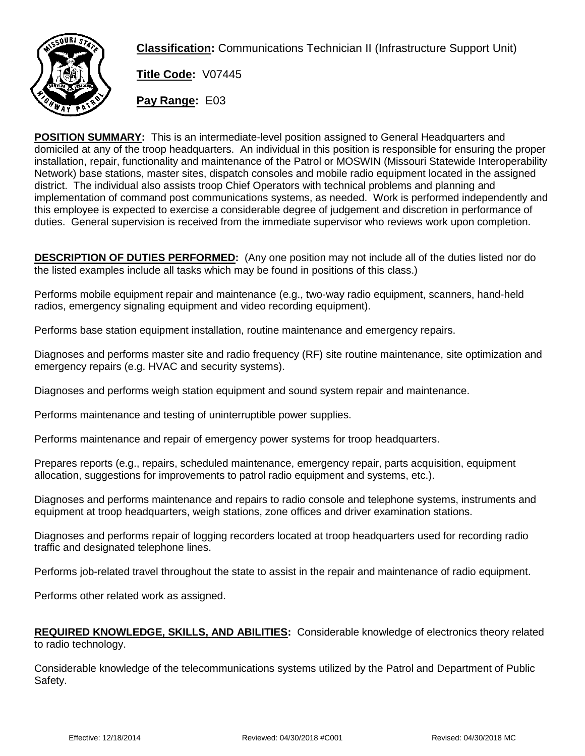**Classification:** Communications Technician II (Infrastructure Support Unit)

**Title Code:** V07445

**Pay Range:** E03

**POSITION SUMMARY:** This is an intermediate-level position assigned to General Headquarters and domiciled at any of the troop headquarters. An individual in this position is responsible for ensuring the proper installation, repair, functionality and maintenance of the Patrol or MOSWIN (Missouri Statewide Interoperability Network) base stations, master sites, dispatch consoles and mobile radio equipment located in the assigned district. The individual also assists troop Chief Operators with technical problems and planning and implementation of command post communications systems, as needed. Work is performed independently and this employee is expected to exercise a considerable degree of judgement and discretion in performance of duties. General supervision is received from the immediate supervisor who reviews work upon completion.

**DESCRIPTION OF DUTIES PERFORMED:** (Any one position may not include all of the duties listed nor do the listed examples include all tasks which may be found in positions of this class.)

Performs mobile equipment repair and maintenance (e.g., two-way radio equipment, scanners, hand-held radios, emergency signaling equipment and video recording equipment).

Performs base station equipment installation, routine maintenance and emergency repairs.

Diagnoses and performs master site and radio frequency (RF) site routine maintenance, site optimization and emergency repairs (e.g. HVAC and security systems).

Diagnoses and performs weigh station equipment and sound system repair and maintenance.

Performs maintenance and testing of uninterruptible power supplies.

Performs maintenance and repair of emergency power systems for troop headquarters.

Prepares reports (e.g., repairs, scheduled maintenance, emergency repair, parts acquisition, equipment allocation, suggestions for improvements to patrol radio equipment and systems, etc.).

Diagnoses and performs maintenance and repairs to radio console and telephone systems, instruments and equipment at troop headquarters, weigh stations, zone offices and driver examination stations.

Diagnoses and performs repair of logging recorders located at troop headquarters used for recording radio traffic and designated telephone lines.

Performs job-related travel throughout the state to assist in the repair and maintenance of radio equipment.

Performs other related work as assigned.

**REQUIRED KNOWLEDGE, SKILLS, AND ABILITIES:** Considerable knowledge of electronics theory related to radio technology.

Considerable knowledge of the telecommunications systems utilized by the Patrol and Department of Public Safety.

Effective: 12/18/2014 Reviewed: 04/30/2018 #C001 Revised: 04/30/2018 MC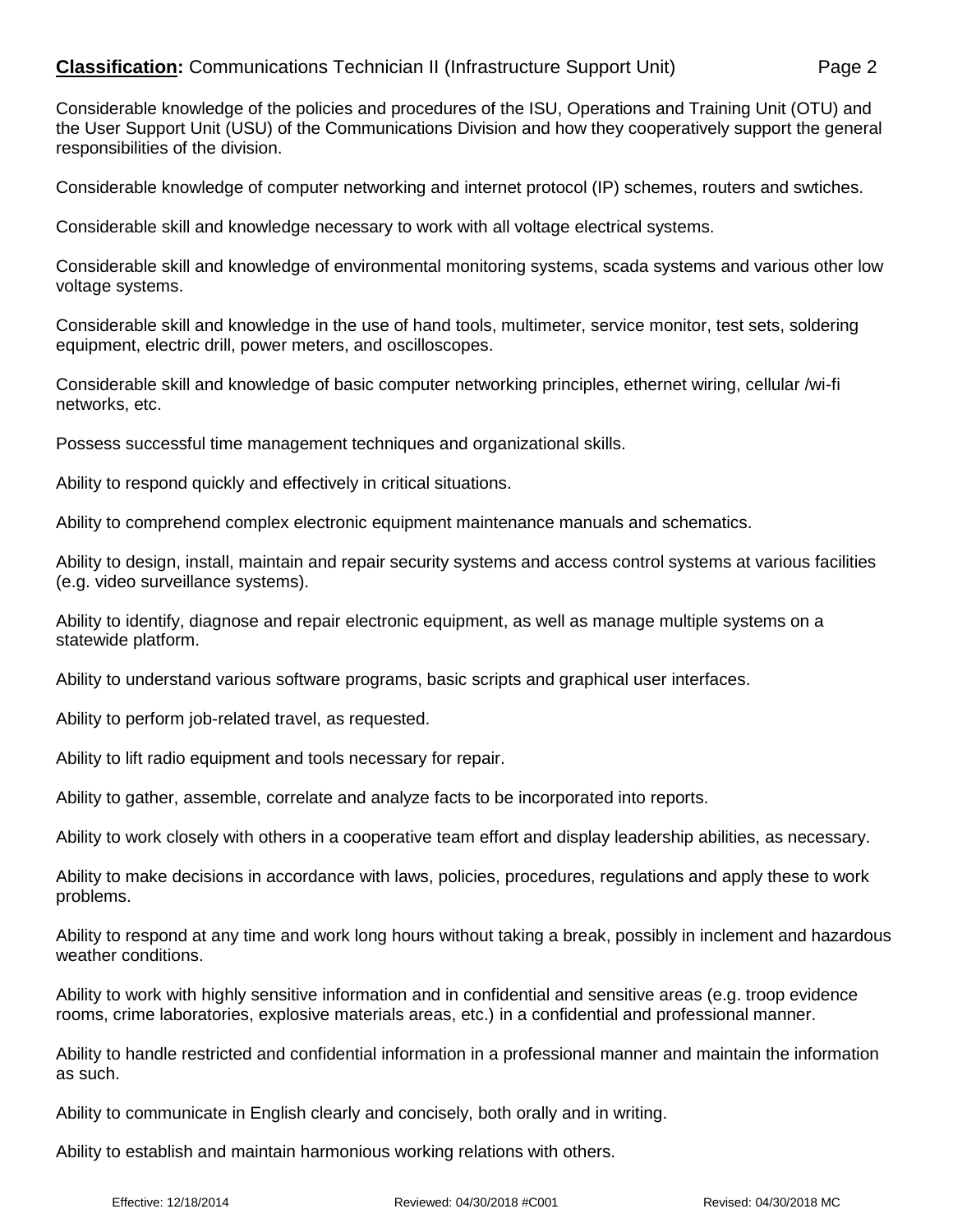Considerable knowledge of the policies and procedures of the ISU, Operations and Training Unit (OTU) and the User Support Unit (USU) of the Communications Division and how they cooperatively support the general responsibilities of the division.

Considerable knowledge of computer networking and internet protocol (IP) schemes, routers and swtiches.

Considerable skill and knowledge necessary to work with all voltage electrical systems.

Considerable skill and knowledge of environmental monitoring systems, scada systems and various other low voltage systems.

Considerable skill and knowledge in the use of hand tools, multimeter, service monitor, test sets, soldering equipment, electric drill, power meters, and oscilloscopes.

Considerable skill and knowledge of basic computer networking principles, ethernet wiring, cellular /wi-fi networks, etc.

Possess successful time management techniques and organizational skills.

Ability to respond quickly and effectively in critical situations.

Ability to comprehend complex electronic equipment maintenance manuals and schematics.

Ability to design, install, maintain and repair security systems and access control systems at various facilities (e.g. video surveillance systems).

Ability to identify, diagnose and repair electronic equipment, as well as manage multiple systems on a statewide platform.

Ability to understand various software programs, basic scripts and graphical user interfaces.

Ability to perform job-related travel, as requested.

Ability to lift radio equipment and tools necessary for repair.

Ability to gather, assemble, correlate and analyze facts to be incorporated into reports.

Ability to work closely with others in a cooperative team effort and display leadership abilities, as necessary.

Ability to make decisions in accordance with laws, policies, procedures, regulations and apply these to work problems.

Ability to respond at any time and work long hours without taking a break, possibly in inclement and hazardous weather conditions.

Ability to work with highly sensitive information and in confidential and sensitive areas (e.g. troop evidence rooms, crime laboratories, explosive materials areas, etc.) in a confidential and professional manner.

Ability to handle restricted and confidential information in a professional manner and maintain the information as such.

Ability to communicate in English clearly and concisely, both orally and in writing.

Ability to establish and maintain harmonious working relations with others.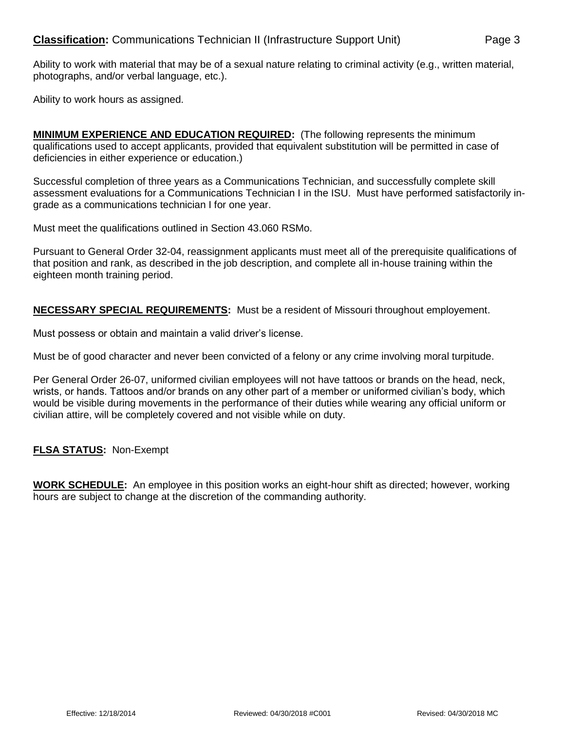Ability to work with material that may be of a sexual nature relating to criminal activity (e.g., written material, photographs, and/or verbal language, etc.).

Ability to work hours as assigned.

**MINIMUM EXPERIENCE AND EDUCATION REQUIRED:** (The following represents the minimum qualifications used to accept applicants, provided that equivalent substitution will be permitted in case of deficiencies in either experience or education.)

Successful completion of three years as a Communications Technician, and successfully complete skill assessment evaluations for a Communications Technician I in the ISU. Must have performed satisfactorily in-grade as a communications technician I for one year.

Must meet the qualifications outlined in Section 43.060 RSMo.

Pursuant to General Order 32-04, reassignment applicants must meet all of the prerequisite qualifications of that position and rank, as described in the job description, and complete all in-house training within the eighteen month training period.

**NECESSARY SPECIAL REQUIREMENTS:** Must be a resident of Missouri throughout employement.

Must possess or obtain and maintain a valid driver's license.

Must be of good character and never been convicted of a felony or any crime involving moral turpitude.

Per General Order 26-07, uniformed civilian employees will not have tattoos or brands on the head, neck, wrists, or hands. Tattoos and/or brands on any other part of a member or uniformed civilian's body, which would be visible during movements in the performance of their duties while wearing any official uniform or civilian attire, will be completely covered and not visible while on duty.

**FLSA STATUS:** Non-Exempt

**WORK SCHEDULE:** An employee in this position works an eight-hour shift as directed; however, working hours are subject to change at the discretion of the commanding authority.

Effective: 12/18/2014 Reviewed: 04/30/2018 #C001 Revised: 04/30/2018 MC